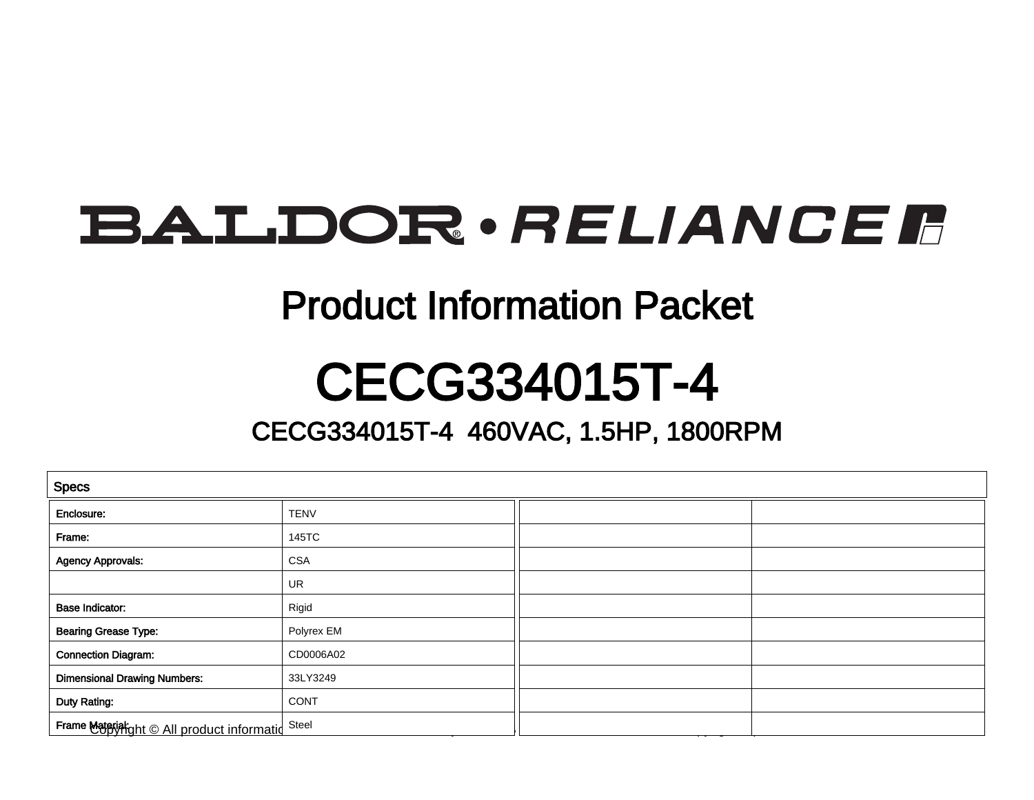BALDOR • RELIANCE

# Product Information Packet

# CECG334015T-4

## CECG334015T-4 460VAC, 1.5HP, 1800RPM

**Specs**

| | | | |
|---|---|---|---|
| **Enclosure:** | TENV | | |
| **Frame:** | 145TC | | |
| **Agency Approvals:** | CSA | | |
| | UR | | |
| **Base Indicator:** | Rigid | | |
| **Bearing Grease Type:** | Polyrex EM | | |
| **Connection Diagram:** | CD0006A02 | | |
| **Dimensional Drawing Numbers:** | 33LY3249 | | |
| **Duty Rating:** | CONT | | |
| **Frame Material:** | Steel | | |

Copyright © All product informatio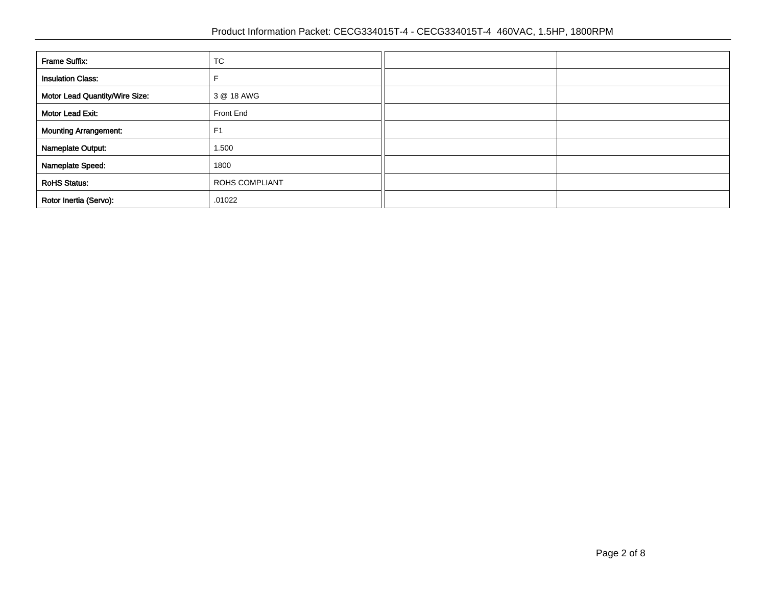| Frame Suffix: | TC | | |
|---|---|---|---|
| Insulation Class: | F | | |
| Motor Lead Quantity/Wire Size: | 3 @ 18 AWG | | |
| Motor Lead Exit: | Front End | | |
| Mounting Arrangement: | F1 | | |
| Nameplate Output: | 1.500 | | |
| Nameplate Speed: | 1800 | | |
| RoHS Status: | ROHS COMPLIANT | | |
| Rotor Inertia (Servo): | .01022 | | |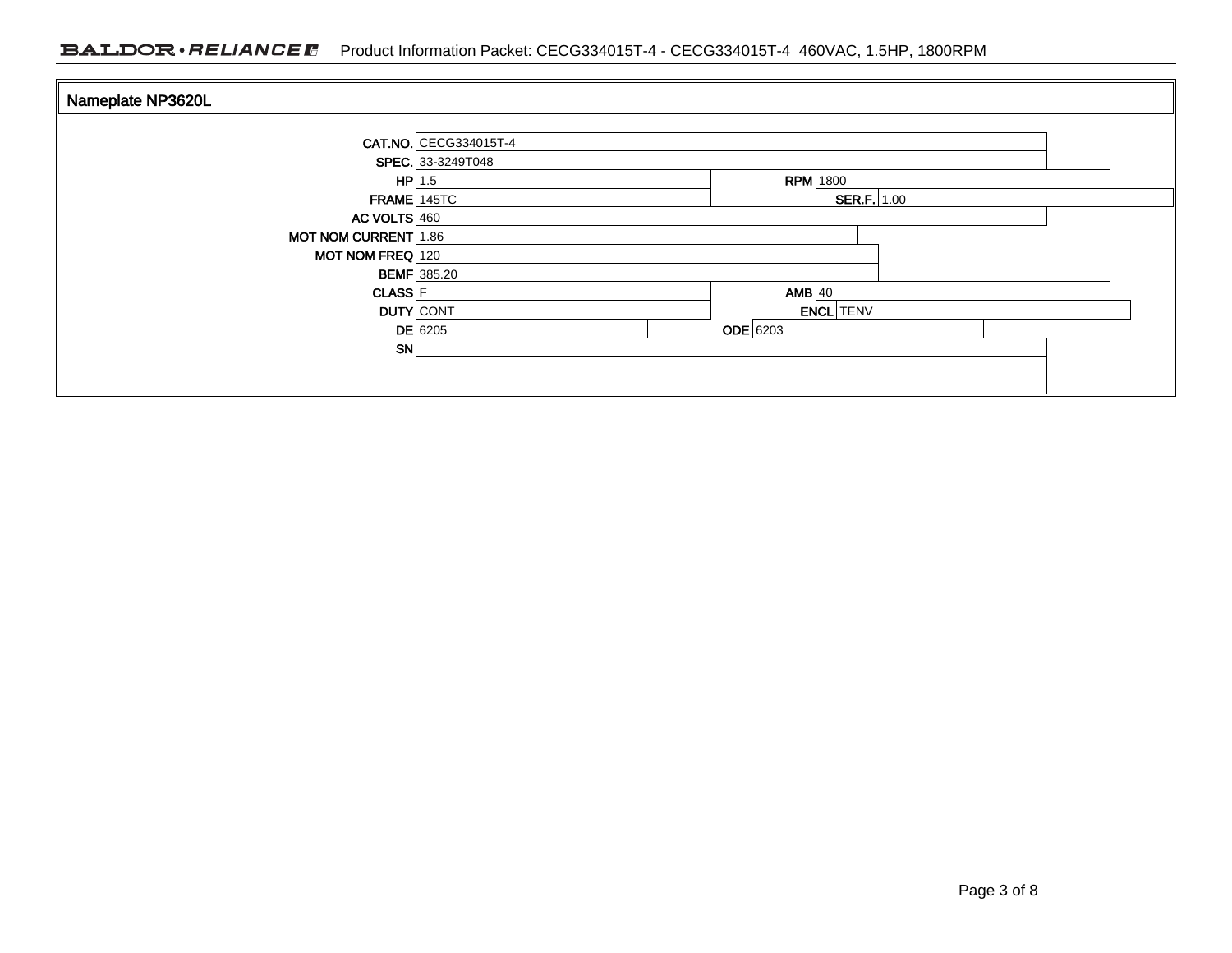## Nameplate NP3620L

| Field | Value | Field | Value |
|---|---|---|---|
| CAT.NO. | CECG334015T-4 | | |
| SPEC. | 33-3249T048 | | |
| HP | 1.5 | RPM | 1800 |
| FRAME | 145TC | SER.F. | 1.00 |
| AC VOLTS | 460 | | |
| MOT NOM CURRENT | 1.86 | | |
| MOT NOM FREQ | 120 | | |
| BEMF | 385.20 | | |
| CLASS | F | AMB | 40 |
| DUTY | CONT | ENCL | TENV |
| DE | 6205 | ODE | 6203 |
| SN | | | |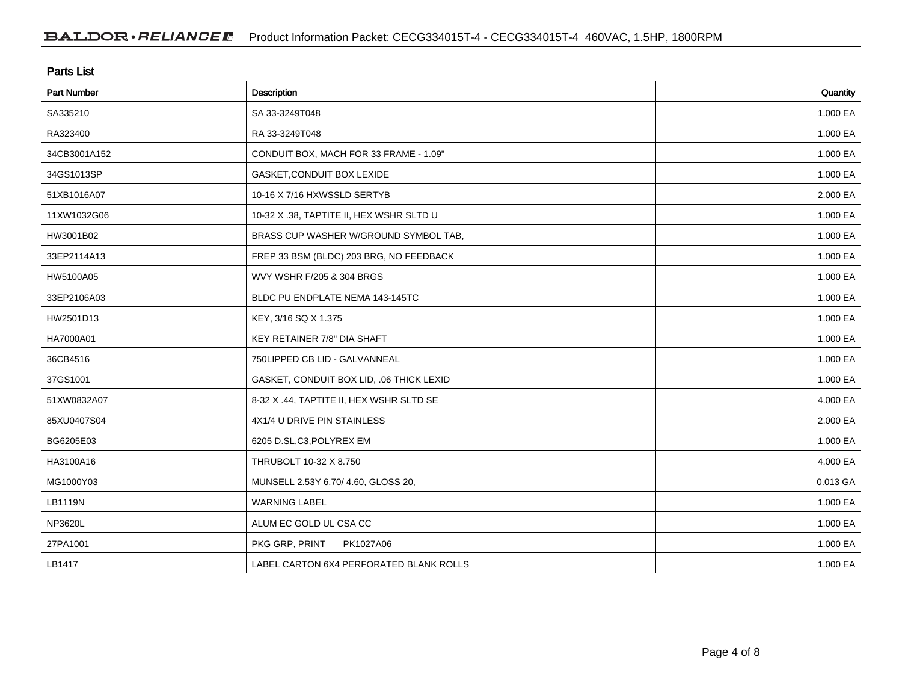## Parts List

| Part Number | Description | Quantity |
|---|---|---|
| SA335210 | SA 33-3249T048 | 1.000 EA |
| RA323400 | RA 33-3249T048 | 1.000 EA |
| 34CB3001A152 | CONDUIT BOX, MACH FOR 33 FRAME - 1.09" | 1.000 EA |
| 34GS1013SP | GASKET,CONDUIT BOX LEXIDE | 1.000 EA |
| 51XB1016A07 | 10-16 X 7/16 HXWSSLD SERTYB | 2.000 EA |
| 11XW1032G06 | 10-32 X .38, TAPTITE II, HEX WSHR SLTD U | 1.000 EA |
| HW3001B02 | BRASS CUP WASHER W/GROUND SYMBOL TAB, | 1.000 EA |
| 33EP2114A13 | FREP 33 BSM (BLDC) 203 BRG, NO FEEDBACK | 1.000 EA |
| HW5100A05 | WVY WSHR F/205 & 304 BRGS | 1.000 EA |
| 33EP2106A03 | BLDC PU ENDPLATE NEMA 143-145TC | 1.000 EA |
| HW2501D13 | KEY, 3/16 SQ X 1.375 | 1.000 EA |
| HA7000A01 | KEY RETAINER 7/8" DIA SHAFT | 1.000 EA |
| 36CB4516 | 750LIPPED CB LID - GALVANNEAL | 1.000 EA |
| 37GS1001 | GASKET, CONDUIT BOX LID, .06 THICK LEXID | 1.000 EA |
| 51XW0832A07 | 8-32 X .44, TAPTITE II, HEX WSHR SLTD SE | 4.000 EA |
| 85XU0407S04 | 4X1/4 U DRIVE PIN STAINLESS | 2.000 EA |
| BG6205E03 | 6205 D.SL,C3,POLYREX EM | 1.000 EA |
| HA3100A16 | THRUBOLT 10-32 X 8.750 | 4.000 EA |
| MG1000Y03 | MUNSELL 2.53Y 6.70/ 4.60, GLOSS 20, | 0.013 GA |
| LB1119N | WARNING LABEL | 1.000 EA |
| NP3620L | ALUM EC GOLD UL CSA CC | 1.000 EA |
| 27PA1001 | PKG GRP, PRINT PK1027A06 | 1.000 EA |
| LB1417 | LABEL CARTON 6X4 PERFORATED BLANK ROLLS | 1.000 EA |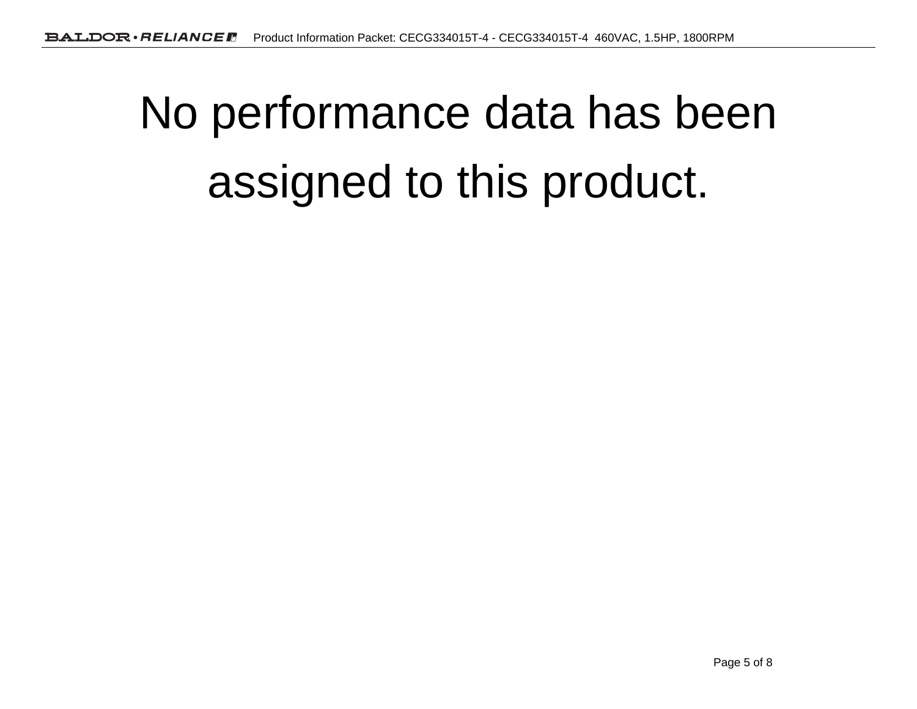# No performance data has been assigned to this product.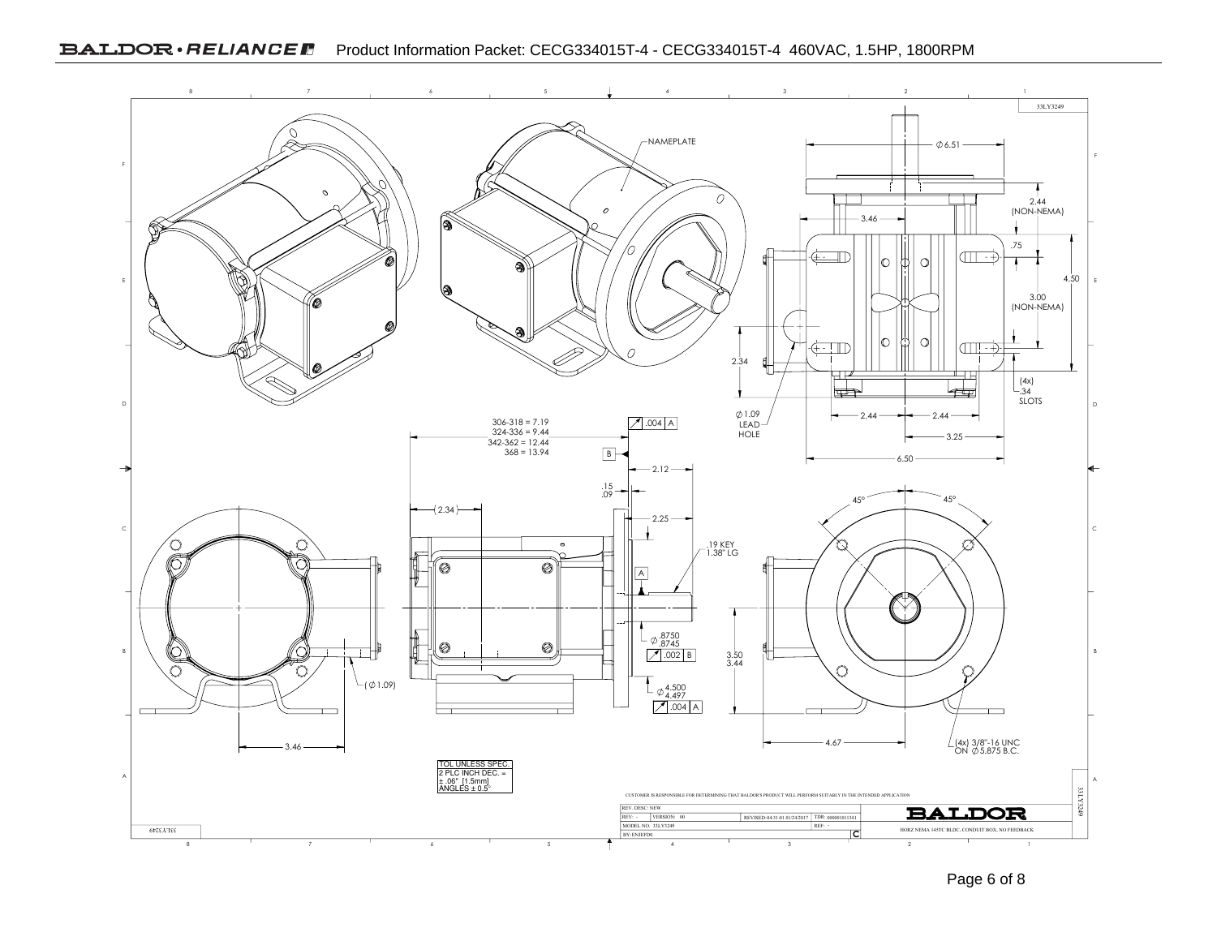# Product Information Packet: CECG334015T-4 - CECG334015T-4 460VAC, 1.5HP, 1800RPM

33LY3249

NAMEPLATE

⌀6.51

2.44 (NON-NEMA)

3.46

.75

4.50

3.00 (NON-NEMA)

2.34

(4x) .34 SLOTS

⌀1.09 LEAD HOLE

2.44 — 2.44

3.25

6.50

306-318 = 7.19
324-336 = 9.44
342-362 = 12.44
368 = 13.94

.004 A

B

2.12

.15
.09

2.34

2.25

45° 45°

.19 KEY 1.38" LG

A

⌀ .8750 / .8745

.002 B

3.50 / 3.44

(⌀1.09)

⌀ 4.500 / 4.497

.004 A

3.46

4.67

(4x) 3/8"-16 UNC ON ⌀5.875 B.C.

TOL UNLESS SPEC.
2 PLC INCH DEC. = ± .06" [1.5mm]
ANGLES ± 0.5°

CUSTOMER IS RESPONSIBLE FOR DETERMINING THAT BALDOR'S PRODUCT WILL PERFORM SUITABLY IN THE INTENDED APPLICATION

| REV. DESC: NEW | | | | BALDOR |
|---|---|---|---|---|
| REV: - | VERSION: 00 | REVISED: 04:31:01 01/24/2017 | TDR: 000001011341 | |
| MODEL NO. 33LY3249 | | | REF: - | HORZ NEMA 145TC BLDC, CONDUIT BOX, NO FEEDBACK |
| BY: ENJEFD0 | | | C | |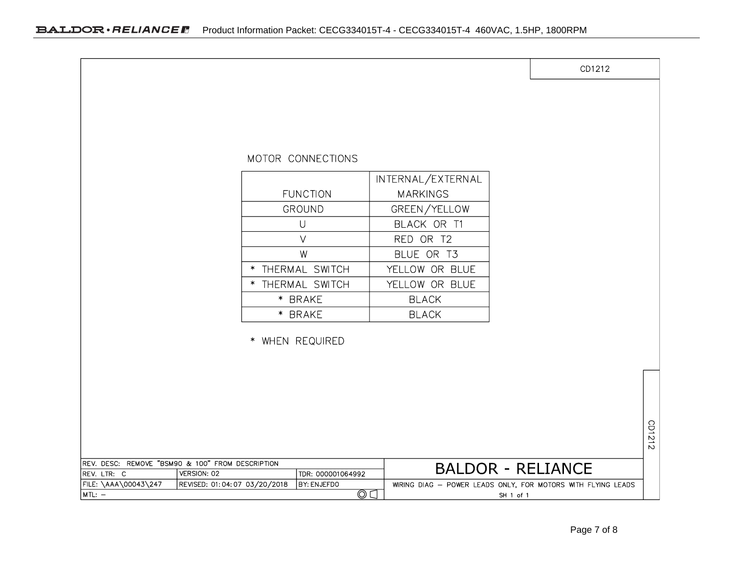CD1212

MOTOR CONNECTIONS

| FUNCTION | INTERNAL/EXTERNAL MARKINGS |
| --- | --- |
| GROUND | GREEN/YELLOW |
| U | BLACK OR T1 |
| V | RED OR T2 |
| W | BLUE OR T3 |
| * THERMAL SWITCH | YELLOW OR BLUE |
| * THERMAL SWITCH | YELLOW OR BLUE |
| * BRAKE | BLACK |
| * BRAKE | BLACK |

* WHEN REQUIRED

CD1212

| REV. DESC: REMOVE "BSM90 & 100" FROM DESCRIPTION | | | BALDOR - RELIANCE |
| --- | --- | --- | --- |
| REV. LTR: C | VERSION: 02 | TDR: 000001064992 | |
| FILE: \AAA\00043\247 | REVISED: 01:04:07 03/20/2018 | BY: ENJEFDO | WIRING DIAG – POWER LEADS ONLY, FOR MOTORS WITH FLYING LEADS |
| MTL: – | | | SH 1 of 1 |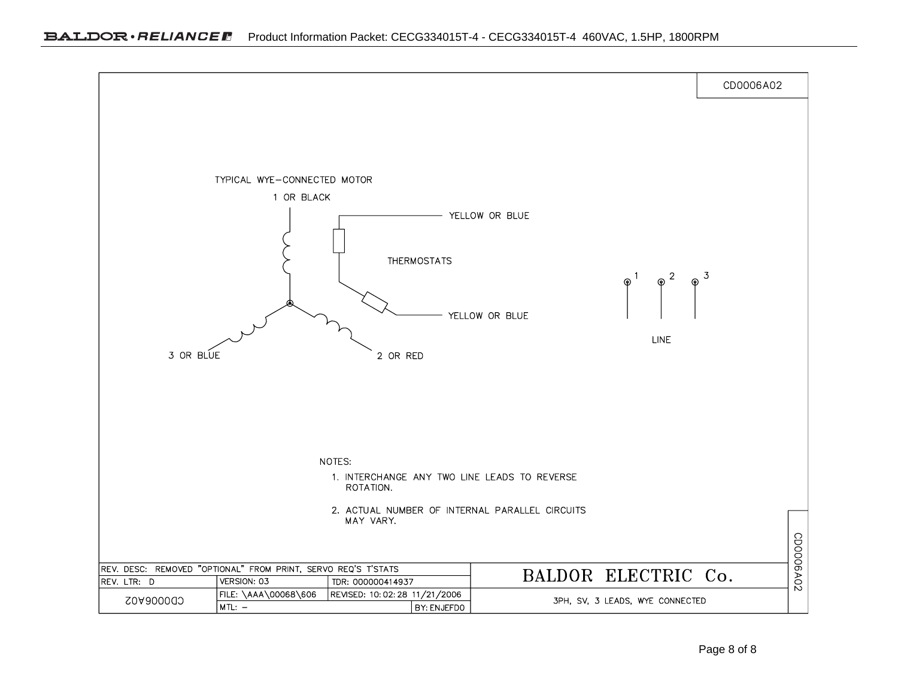CD0006A02

TYPICAL WYE–CONNECTED MOTOR

1 OR BLACK

YELLOW OR BLUE

THERMOSTATS

YELLOW OR BLUE

3 OR BLUE

2 OR RED

1 2 3

LINE

NOTES:

1. INTERCHANGE ANY TWO LINE LEADS TO REVERSE ROTATION.
2. ACTUAL NUMBER OF INTERNAL PARALLEL CIRCUITS MAY VARY.

| | | | |
|---|---|---|---|
| REV. DESC: REMOVED "OPTIONAL" FROM PRINT, SERVO REQ'S T'STATS | | | BALDOR ELECTRIC Co. |
| REV. LTR: D | VERSION: 03 | TDR: 000000414937 | |
| CD0006A02 | FILE: \AAA\00068\606 | REVISED: 10:02:28 11/21/2006 | 3PH, SV, 3 LEADS, WYE CONNECTED |
| | MTL: – | BY: ENJEFDO | |

CD0006A02